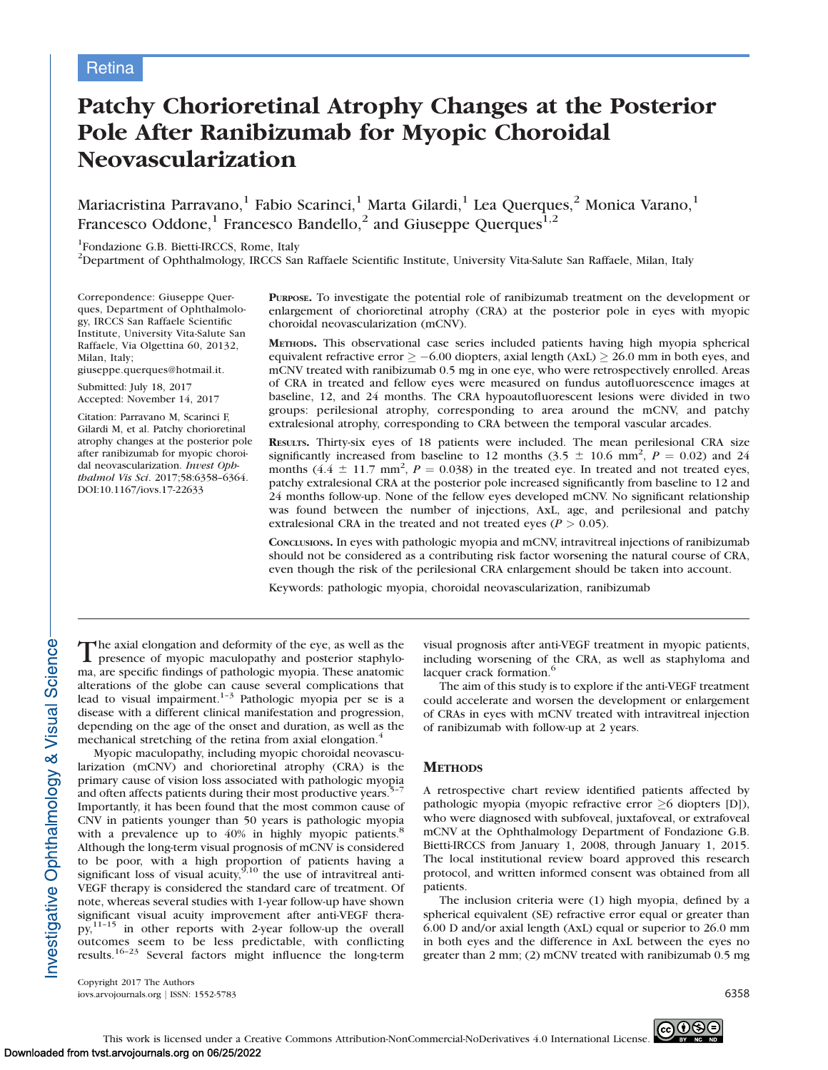Retina

# Patchy Chorioretinal Atrophy Changes at the Posterior Pole After Ranibizumab for Myopic Choroidal Neovascularization

Mariacristina Parravano,[1] Fabio Scarinci,[1] Marta Gilardi,[1] Lea Querques,[2] Monica Varano,[1] Francesco Oddone,[1] Francesco Bandello,[2] and Giuseppe Querques[1,2]

[1]Fondazione G.B. Bietti-IRCCS, Rome, Italy
[2]Department of Ophthalmology, IRCCS San Raffaele Scientific Institute, University Vita-Salute San Raffaele, Milan, Italy

Correspondence: Giuseppe Querques, Department of Ophthalmology, IRCCS San Raffaele Scientific Institute, University Vita-Salute San Raffaele, Via Olgettina 60, 20132, Milan, Italy;
giuseppe.querques@hotmail.it.

Submitted: July 18, 2017
Accepted: November 14, 2017

Citation: Parravano M, Scarinci F, Gilardi M, et al. Patchy chorioretinal atrophy changes at the posterior pole after ranibizumab for myopic choroidal neovascularization. *Invest Ophthalmol Vis Sci*. 2017;58:6358–6364. DOI:10.1167/iovs.17-22633

**Purpose.** To investigate the potential role of ranibizumab treatment on the development or enlargement of chorioretinal atrophy (CRA) at the posterior pole in eyes with myopic choroidal neovascularization (mCNV).

**Methods.** This observational case series included patients having high myopia spherical equivalent refractive error $\geq -6.00$ diopters, axial length (AxL) $\geq 26.0$ mm in both eyes, and mCNV treated with ranibizumab 0.5 mg in one eye, who were retrospectively enrolled. Areas of CRA in treated and fellow eyes were measured on fundus autofluorescence images at baseline, 12, and 24 months. The CRA hypoautofluorescent lesions were divided in two groups: perilesional atrophy, corresponding to area around the mCNV, and patchy extralesional atrophy, corresponding to CRA between the temporal vascular arcades.

**Results.** Thirty-six eyes of 18 patients were included. The mean perilesional CRA size significantly increased from baseline to 12 months ($3.5 \pm 10.6$ mm$^2$, $P = 0.02$) and 24 months ($4.4 \pm 11.7$ mm$^2$, $P = 0.038$) in the treated eye. In treated and not treated eyes, patchy extralesional CRA at the posterior pole increased significantly from baseline to 12 and 24 months follow-up. None of the fellow eyes developed mCNV. No significant relationship was found between the number of injections, AxL, age, and perilesional and patchy extralesional CRA in the treated and not treated eyes ($P > 0.05$).

**Conclusions.** In eyes with pathologic myopia and mCNV, intravitreal injections of ranibizumab should not be considered as a contributing risk factor worsening the natural course of CRA, even though the risk of the perilesional CRA enlargement should be taken into account.

Keywords: pathologic myopia, choroidal neovascularization, ranibizumab

The axial elongation and deformity of the eye, as well as the presence of myopic maculopathy and posterior staphyloma, are specific findings of pathologic myopia. These anatomic alterations of the globe can cause several complications that lead to visual impairment.[1–3] Pathologic myopia per se is a disease with a different clinical manifestation and progression, depending on the age of the onset and duration, as well as the mechanical stretching of the retina from axial elongation.[4]

Myopic maculopathy, including myopic choroidal neovascularization (mCNV) and chorioretinal atrophy (CRA) is the primary cause of vision loss associated with pathologic myopia and often affects patients during their most productive years.[5–7] Importantly, it has been found that the most common cause of CNV in patients younger than 50 years is pathologic myopia with a prevalence up to 40% in highly myopic patients.[8] Although the long-term visual prognosis of mCNV is considered to be poor, with a high proportion of patients having a significant loss of visual acuity,[9,10] the use of intravitreal anti-VEGF therapy is considered the standard care of treatment. Of note, whereas several studies with 1-year follow-up have shown significant visual acuity improvement after anti-VEGF therapy,[11–15] in other reports with 2-year follow-up the overall outcomes seem to be less predictable, with conflicting results.[16–23] Several factors might influence the long-term visual prognosis after anti-VEGF treatment in myopic patients, including worsening of the CRA, as well as staphyloma and lacquer crack formation.[6]

The aim of this study is to explore if the anti-VEGF treatment could accelerate and worsen the development or enlargement of CRAs in eyes with mCNV treated with intravitreal injection of ranibizumab with follow-up at 2 years.

## Methods

A retrospective chart review identified patients affected by pathologic myopia (myopic refractive error $\geq$6 diopters [D]), who were diagnosed with subfoveal, juxtafoveal, or extrafoveal mCNV at the Ophthalmology Department of Fondazione G.B. Bietti-IRCCS from January 1, 2008, through January 1, 2015. The local institutional review board approved this research protocol, and written informed consent was obtained from all patients.

The inclusion criteria were (1) high myopia, defined by a spherical equivalent (SE) refractive error equal or greater than 6.00 D and/or axial length (AxL) equal or superior to 26.0 mm in both eyes and the difference in AxL between the eyes no greater than 2 mm; (2) mCNV treated with ranibizumab 0.5 mg

Copyright 2017 The Authors
iovs.arvojournals.org | ISSN: 1552-5783

This work is licensed under a Creative Commons Attribution-NonCommercial-NoDerivatives 4.0 International License.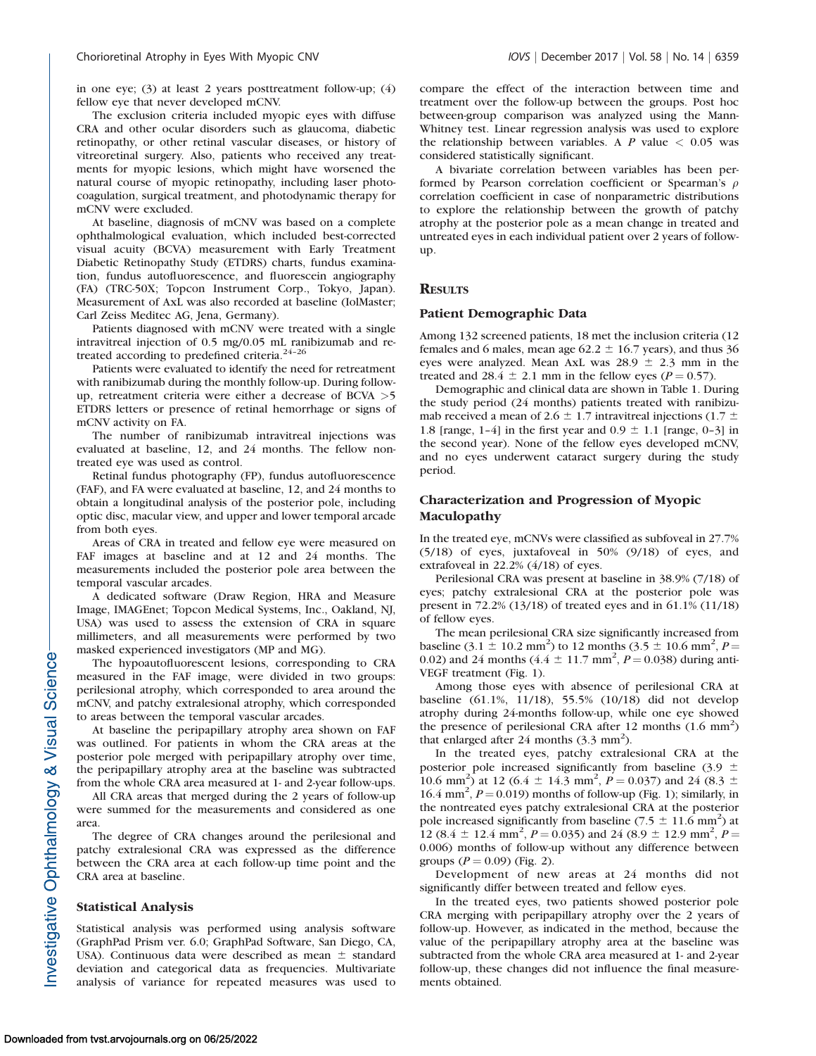in one eye; (3) at least 2 years posttreatment follow-up; (4) fellow eye that never developed mCNV.

The exclusion criteria included myopic eyes with diffuse CRA and other ocular disorders such as glaucoma, diabetic retinopathy, or other retinal vascular diseases, or history of vitreoretinal surgery. Also, patients who received any treatments for myopic lesions, which might have worsened the natural course of myopic retinopathy, including laser photocoagulation, surgical treatment, and photodynamic therapy for mCNV were excluded.

At baseline, diagnosis of mCNV was based on a complete ophthalmological evaluation, which included best-corrected visual acuity (BCVA) measurement with Early Treatment Diabetic Retinopathy Study (ETDRS) charts, fundus examination, fundus autofluorescence, and fluorescein angiography (FA) (TRC-50X; Topcon Instrument Corp., Tokyo, Japan). Measurement of AxL was also recorded at baseline (IolMaster; Carl Zeiss Meditec AG, Jena, Germany).

Patients diagnosed with mCNV were treated with a single intravitreal injection of 0.5 mg/0.05 mL ranibizumab and retreated according to predefined criteria.[24–26]

Patients were evaluated to identify the need for retreatment with ranibizumab during the monthly follow-up. During follow-up, retreatment criteria were either a decrease of BCVA >5 ETDRS letters or presence of retinal hemorrhage or signs of mCNV activity on FA.

The number of ranibizumab intravitreal injections was evaluated at baseline, 12, and 24 months. The fellow nontreated eye was used as control.

Retinal fundus photography (FP), fundus autofluorescence (FAF), and FA were evaluated at baseline, 12, and 24 months to obtain a longitudinal analysis of the posterior pole, including optic disc, macular view, and upper and lower temporal arcade from both eyes.

Areas of CRA in treated and fellow eye were measured on FAF images at baseline and at 12 and 24 months. The measurements included the posterior pole area between the temporal vascular arcades.

A dedicated software (Draw Region, HRA and Measure Image, IMAGEnet; Topcon Medical Systems, Inc., Oakland, NJ, USA) was used to assess the extension of CRA in square millimeters, and all measurements were performed by two masked experienced investigators (MP and MG).

The hypoautofluorescent lesions, corresponding to CRA measured in the FAF image, were divided in two groups: perilesional atrophy, which corresponded to area around the mCNV, and patchy extralesional atrophy, which corresponded to areas between the temporal vascular arcades.

At baseline the peripapillary atrophy area shown on FAF was outlined. For patients in whom the CRA areas at the posterior pole merged with peripapillary atrophy over time, the peripapillary atrophy area at the baseline was subtracted from the whole CRA area measured at 1- and 2-year follow-ups.

All CRA areas that merged during the 2 years of follow-up were summed for the measurements and considered as one area.

The degree of CRA changes around the perilesional and patchy extralesional CRA was expressed as the difference between the CRA area at each follow-up time point and the CRA area at baseline.

### Statistical Analysis

Statistical analysis was performed using analysis software (GraphPad Prism ver. 6.0; GraphPad Software, San Diego, CA, USA). Continuous data were described as mean ± standard deviation and categorical data as frequencies. Multivariate analysis of variance for repeated measures was used to compare the effect of the interaction between time and treatment over the follow-up between the groups. Post hoc between-group comparison was analyzed using the Mann-Whitney test. Linear regression analysis was used to explore the relationship between variables. A $P$ value $< 0.05$ was considered statistically significant.

A bivariate correlation between variables has been performed by Pearson correlation coefficient or Spearman's $\rho$ correlation coefficient in case of nonparametric distributions to explore the relationship between the growth of patchy atrophy at the posterior pole as a mean change in treated and untreated eyes in each individual patient over 2 years of follow-up.

## Results

### Patient Demographic Data

Among 132 screened patients, 18 met the inclusion criteria (12 females and 6 males, mean age 62.2 ± 16.7 years), and thus 36 eyes were analyzed. Mean AxL was 28.9 ± 2.3 mm in the treated and 28.4 ± 2.1 mm in the fellow eyes ($P = 0.57$).

Demographic and clinical data are shown in Table 1. During the study period (24 months) patients treated with ranibizumab received a mean of 2.6 ± 1.7 intravitreal injections (1.7 ± 1.8 [range, 1–4] in the first year and 0.9 ± 1.1 [range, 0–3] in the second year). None of the fellow eyes developed mCNV, and no eyes underwent cataract surgery during the study period.

### Characterization and Progression of Myopic Maculopathy

In the treated eye, mCNVs were classified as subfoveal in 27.7% (5/18) of eyes, juxtafoveal in 50% (9/18) of eyes, and extrafoveal in 22.2% (4/18) of eyes.

Perilesional CRA was present at baseline in 38.9% (7/18) of eyes; patchy extralesional CRA at the posterior pole was present in 72.2% (13/18) of treated eyes and in 61.1% (11/18) of fellow eyes.

The mean perilesional CRA size significantly increased from baseline (3.1 ± 10.2 $mm^2$) to 12 months (3.5 ± 10.6 $mm^2$, $P = 0.02$) and 24 months (4.4 ± 11.7 $mm^2$, $P = 0.038$) during anti-VEGF treatment (Fig. 1).

Among those eyes with absence of perilesional CRA at baseline (61.1%, 11/18), 55.5% (10/18) did not develop atrophy during 24-months follow-up, while one eye showed the presence of perilesional CRA after 12 months (1.6 $mm^2$) that enlarged after 24 months (3.3 $mm^2$).

In the treated eyes, patchy extralesional CRA at the posterior pole increased significantly from baseline (3.9 ± 10.6 $mm^2$) at 12 (6.4 ± 14.3 $mm^2$, $P = 0.037$) and 24 (8.3 ± 16.4 $mm^2$, $P = 0.019$) months of follow-up (Fig. 1); similarly, in the nontreated eyes patchy extralesional CRA at the posterior pole increased significantly from baseline (7.5 ± 11.6 $mm^2$) at 12 (8.4 ± 12.4 $mm^2$, $P = 0.035$) and 24 (8.9 ± 12.9 $mm^2$, $P = 0.006$) months of follow-up without any difference between groups ($P = 0.09$) (Fig. 2).

Development of new areas at 24 months did not significantly differ between treated and fellow eyes.

In the treated eyes, two patients showed posterior pole CRA merging with peripapillary atrophy over the 2 years of follow-up. However, as indicated in the method, because the value of the peripapillary atrophy area at the baseline was subtracted from the whole CRA area measured at 1- and 2-year follow-up, these changes did not influence the final measurements obtained.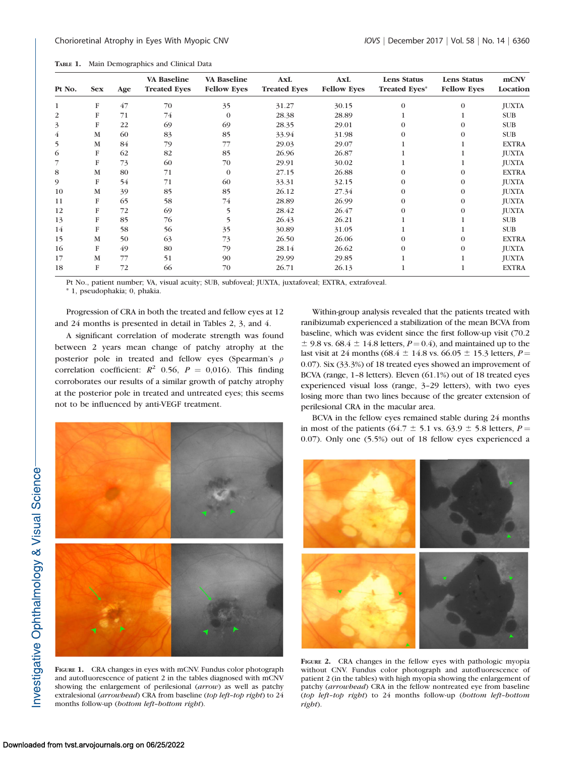**Table 1.** Main Demographics and Clinical Data

| Pt No. | Sex | Age | VA Baseline Treated Eyes | VA Baseline Fellow Eyes | AxL Treated Eyes | AxL Fellow Eyes | Lens Status Treated Eyes* | Lens Status Fellow Eyes | mCNV Location |
|---|---|---|---|---|---|---|---|---|---|
| 1 | F | 47 | 70 | 35 | 31.27 | 30.15 | 0 | 0 | JUXTA |
| 2 | F | 71 | 74 | 0 | 28.38 | 28.89 | 1 | 1 | SUB |
| 3 | F | 22 | 69 | 69 | 28.35 | 29.01 | 0 | 0 | SUB |
| 4 | M | 60 | 83 | 85 | 33.94 | 31.98 | 0 | 0 | SUB |
| 5 | M | 84 | 79 | 77 | 29.03 | 29.07 | 1 | 1 | EXTRA |
| 6 | F | 62 | 82 | 85 | 26.96 | 26.87 | 1 | 1 | JUXTA |
| 7 | F | 73 | 60 | 70 | 29.91 | 30.02 | 1 | 1 | JUXTA |
| 8 | M | 80 | 71 | 0 | 27.15 | 26.88 | 0 | 0 | EXTRA |
| 9 | F | 54 | 71 | 60 | 33.31 | 32.15 | 0 | 0 | JUXTA |
| 10 | M | 39 | 85 | 85 | 26.12 | 27.34 | 0 | 0 | JUXTA |
| 11 | F | 65 | 58 | 74 | 28.89 | 26.99 | 0 | 0 | JUXTA |
| 12 | F | 72 | 69 | 5 | 28.42 | 26.47 | 0 | 0 | JUXTA |
| 13 | F | 85 | 76 | 5 | 26.43 | 26.21 | 1 | 1 | SUB |
| 14 | F | 58 | 56 | 35 | 30.89 | 31.05 | 1 | 1 | SUB |
| 15 | M | 50 | 63 | 73 | 26.50 | 26.06 | 0 | 0 | EXTRA |
| 16 | F | 49 | 80 | 79 | 28.14 | 26.62 | 0 | 0 | JUXTA |
| 17 | M | 77 | 51 | 90 | 29.99 | 29.85 | 1 | 1 | JUXTA |
| 18 | F | 72 | 66 | 70 | 26.71 | 26.13 | 1 | 1 | EXTRA |

Pt No., patient number; VA, visual acuity; SUB, subfoveal; JUXTA, juxtafoveal; EXTRA, extrafoveal.
* 1, pseudophakia; 0, phakia.

Progression of CRA in both the treated and fellow eyes at 12 and 24 months is presented in detail in Tables 2, 3, and 4.

A significant correlation of moderate strength was found between 2 years mean change of patchy atrophy at the posterior pole in treated and fellow eyes (Spearman's $\rho$ correlation coefficient: $R^2$ 0.56, $P$ = 0,016). This finding corroborates our results of a similar growth of patchy atrophy at the posterior pole in treated and untreated eyes; this seems not to be influenced by anti-VEGF treatment.

**Figure 1.** CRA changes in eyes with mCNV. Fundus color photograph and autofluorescence of patient 2 in the tables diagnosed with mCNV showing the enlargement of perilesional (*arrow*) as well as patchy extralesional (*arrowhead*) CRA from baseline (*top left–top right*) to 24 months follow-up (*bottom left–bottom right*).

Within-group analysis revealed that the patients treated with ranibizumab experienced a stabilization of the mean BCVA from baseline, which was evident since the first follow-up visit (70.2 $\pm$ 9.8 vs. 68.4 $\pm$ 14.8 letters, $P$ = 0.4), and maintained up to the last visit at 24 months (68.4 $\pm$ 14.8 vs. 66.05 $\pm$ 15.3 letters, $P$ = 0.07). Six (33.3%) of 18 treated eyes showed an improvement of BCVA (range, 1–8 letters). Eleven (61.1%) out of 18 treated eyes experienced visual loss (range, 3–29 letters), with two eyes losing more than two lines because of the greater extension of perilesional CRA in the macular area.

BCVA in the fellow eyes remained stable during 24 months in most of the patients (64.7 $\pm$ 5.1 vs. 63.9 $\pm$ 5.8 letters, $P$ = 0.07). Only one (5.5%) out of 18 fellow eyes experienced a

**Figure 2.** CRA changes in the fellow eyes with pathologic myopia without CNV. Fundus color photograph and autofluorescence of patient 2 (in the tables) with high myopia showing the enlargement of patchy (*arrowhead*) CRA in the fellow nontreated eye from baseline (*top left–top right*) to 24 months follow-up (*bottom left–bottom right*).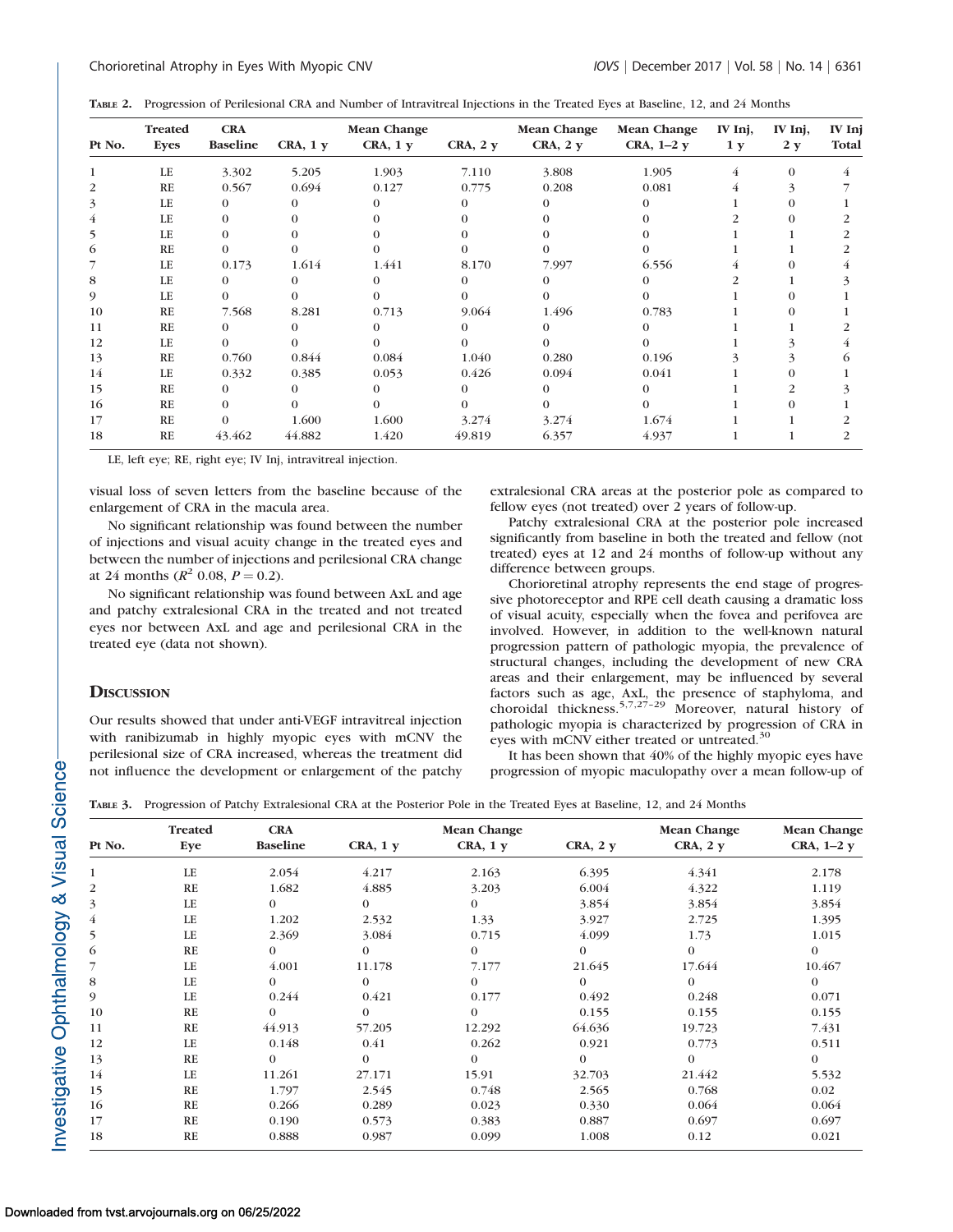**TABLE 2.** Progression of Perilesional CRA and Number of Intravitreal Injections in the Treated Eyes at Baseline, 12, and 24 Months

| Pt No. | Treated Eyes | CRA Baseline | CRA, 1 y | Mean Change CRA, 1 y | CRA, 2 y | Mean Change CRA, 2 y | Mean Change CRA, 1–2 y | IV Inj, 1 y | IV Inj, 2 y | IV Inj Total |
|---|---|---|---|---|---|---|---|---|---|---|
| 1 | LE | 3.302 | 5.205 | 1.903 | 7.110 | 3.808 | 1.905 | 4 | 0 | 4 |
| 2 | RE | 0.567 | 0.694 | 0.127 | 0.775 | 0.208 | 0.081 | 4 | 3 | 7 |
| 3 | LE | 0 | 0 | 0 | 0 | 0 | 0 | 1 | 0 | 1 |
| 4 | LE | 0 | 0 | 0 | 0 | 0 | 0 | 2 | 0 | 2 |
| 5 | LE | 0 | 0 | 0 | 0 | 0 | 0 | 1 | 1 | 2 |
| 6 | RE | 0 | 0 | 0 | 0 | 0 | 0 | 1 | 1 | 2 |
| 7 | LE | 0.173 | 1.614 | 1.441 | 8.170 | 7.997 | 6.556 | 4 | 0 | 4 |
| 8 | LE | 0 | 0 | 0 | 0 | 0 | 0 | 2 | 1 | 3 |
| 9 | LE | 0 | 0 | 0 | 0 | 0 | 0 | 1 | 0 | 1 |
| 10 | RE | 7.568 | 8.281 | 0.713 | 9.064 | 1.496 | 0.783 | 1 | 0 | 1 |
| 11 | RE | 0 | 0 | 0 | 0 | 0 | 0 | 1 | 1 | 2 |
| 12 | LE | 0 | 0 | 0 | 0 | 0 | 0 | 1 | 3 | 4 |
| 13 | RE | 0.760 | 0.844 | 0.084 | 1.040 | 0.280 | 0.196 | 3 | 3 | 6 |
| 14 | LE | 0.332 | 0.385 | 0.053 | 0.426 | 0.094 | 0.041 | 1 | 0 | 1 |
| 15 | RE | 0 | 0 | 0 | 0 | 0 | 0 | 1 | 2 | 3 |
| 16 | RE | 0 | 0 | 0 | 0 | 0 | 0 | 1 | 0 | 1 |
| 17 | RE | 0 | 1.600 | 1.600 | 3.274 | 3.274 | 1.674 | 1 | 1 | 2 |
| 18 | RE | 43.462 | 44.882 | 1.420 | 49.819 | 6.357 | 4.937 | 1 | 1 | 2 |

LE, left eye; RE, right eye; IV Inj, intravitreal injection.

visual loss of seven letters from the baseline because of the enlargement of CRA in the macula area.

No significant relationship was found between the number of injections and visual acuity change in the treated eyes and between the number of injections and perilesional CRA change at 24 months ($R^2$ 0.08, $P = 0.2$).

No significant relationship was found between AxL and age and patchy extralesional CRA in the treated and not treated eyes nor between AxL and age and perilesional CRA in the treated eye (data not shown).

## DISCUSSION

Our results showed that under anti-VEGF intravitreal injection with ranibizumab in highly myopic eyes with mCNV the perilesional size of CRA increased, whereas the treatment did not influence the development or enlargement of the patchy extralesional CRA areas at the posterior pole as compared to fellow eyes (not treated) over 2 years of follow-up.

Patchy extralesional CRA at the posterior pole increased significantly from baseline in both the treated and fellow (not treated) eyes at 12 and 24 months of follow-up without any difference between groups.

Chorioretinal atrophy represents the end stage of progressive photoreceptor and RPE cell death causing a dramatic loss of visual acuity, especially when the fovea and perifovea are involved. However, in addition to the well-known natural progression pattern of pathologic myopia, the prevalence of structural changes, including the development of new CRA areas and their enlargement, may be influenced by several factors such as age, AxL, the presence of staphyloma, and choroidal thickness.[5,7,27–29] Moreover, natural history of pathologic myopia is characterized by progression of CRA in eyes with mCNV either treated or untreated.[30]

It has been shown that 40% of the highly myopic eyes have progression of myopic maculopathy over a mean follow-up of

**TABLE 3.** Progression of Patchy Extralesional CRA at the Posterior Pole in the Treated Eyes at Baseline, 12, and 24 Months

| Pt No. | Treated Eye | CRA Baseline | CRA, 1 y | Mean Change CRA, 1 y | CRA, 2 y | Mean Change CRA, 2 y | Mean Change CRA, 1–2 y |
|---|---|---|---|---|---|---|---|
| 1 | LE | 2.054 | 4.217 | 2.163 | 6.395 | 4.341 | 2.178 |
| 2 | RE | 1.682 | 4.885 | 3.203 | 6.004 | 4.322 | 1.119 |
| 3 | LE | 0 | 0 | 0 | 3.854 | 3.854 | 3.854 |
| 4 | LE | 1.202 | 2.532 | 1.33 | 3.927 | 2.725 | 1.395 |
| 5 | LE | 2.369 | 3.084 | 0.715 | 4.099 | 1.73 | 1.015 |
| 6 | RE | 0 | 0 | 0 | 0 | 0 | 0 |
| 7 | LE | 4.001 | 11.178 | 7.177 | 21.645 | 17.644 | 10.467 |
| 8 | LE | 0 | 0 | 0 | 0 | 0 | 0 |
| 9 | LE | 0.244 | 0.421 | 0.177 | 0.492 | 0.248 | 0.071 |
| 10 | RE | 0 | 0 | 0 | 0.155 | 0.155 | 0.155 |
| 11 | RE | 44.913 | 57.205 | 12.292 | 64.636 | 19.723 | 7.431 |
| 12 | LE | 0.148 | 0.41 | 0.262 | 0.921 | 0.773 | 0.511 |
| 13 | RE | 0 | 0 | 0 | 0 | 0 | 0 |
| 14 | LE | 11.261 | 27.171 | 15.91 | 32.703 | 21.442 | 5.532 |
| 15 | RE | 1.797 | 2.545 | 0.748 | 2.565 | 0.768 | 0.02 |
| 16 | RE | 0.266 | 0.289 | 0.023 | 0.330 | 0.064 | 0.064 |
| 17 | RE | 0.190 | 0.573 | 0.383 | 0.887 | 0.697 | 0.697 |
| 18 | RE | 0.888 | 0.987 | 0.099 | 1.008 | 0.12 | 0.021 |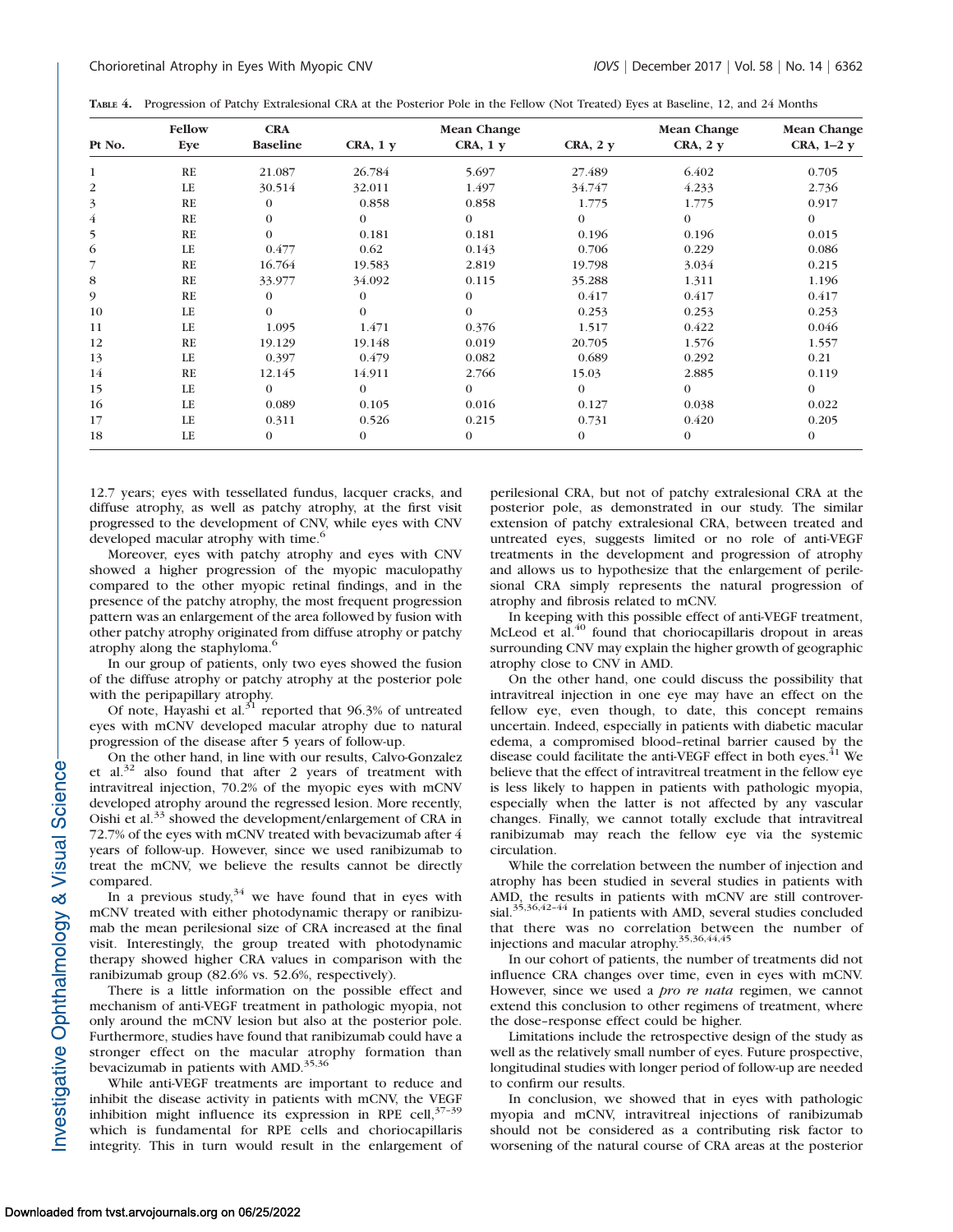**TABLE 4.** Progression of Patchy Extralesional CRA at the Posterior Pole in the Fellow (Not Treated) Eyes at Baseline, 12, and 24 Months

| Pt No. | Fellow Eye | CRA Baseline | CRA, 1 y | Mean Change CRA, 1 y | CRA, 2 y | Mean Change CRA, 2 y | Mean Change CRA, 1–2 y |
|---|---|---|---|---|---|---|---|
| 1 | RE | 21.087 | 26.784 | 5.697 | 27.489 | 6.402 | 0.705 |
| 2 | LE | 30.514 | 32.011 | 1.497 | 34.747 | 4.233 | 2.736 |
| 3 | RE | 0 | 0.858 | 0.858 | 1.775 | 1.775 | 0.917 |
| 4 | RE | 0 | 0 | 0 | 0 | 0 | 0 |
| 5 | RE | 0 | 0.181 | 0.181 | 0.196 | 0.196 | 0.015 |
| 6 | LE | 0.477 | 0.62 | 0.143 | 0.706 | 0.229 | 0.086 |
| 7 | RE | 16.764 | 19.583 | 2.819 | 19.798 | 3.034 | 0.215 |
| 8 | RE | 33.977 | 34.092 | 0.115 | 35.288 | 1.311 | 1.196 |
| 9 | RE | 0 | 0 | 0 | 0.417 | 0.417 | 0.417 |
| 10 | LE | 0 | 0 | 0 | 0.253 | 0.253 | 0.253 |
| 11 | LE | 1.095 | 1.471 | 0.376 | 1.517 | 0.422 | 0.046 |
| 12 | RE | 19.129 | 19.148 | 0.019 | 20.705 | 1.576 | 1.557 |
| 13 | LE | 0.397 | 0.479 | 0.082 | 0.689 | 0.292 | 0.21 |
| 14 | RE | 12.145 | 14.911 | 2.766 | 15.03 | 2.885 | 0.119 |
| 15 | LE | 0 | 0 | 0 | 0 | 0 | 0 |
| 16 | LE | 0.089 | 0.105 | 0.016 | 0.127 | 0.038 | 0.022 |
| 17 | LE | 0.311 | 0.526 | 0.215 | 0.731 | 0.420 | 0.205 |
| 18 | LE | 0 | 0 | 0 | 0 | 0 | 0 |

12.7 years; eyes with tessellated fundus, lacquer cracks, and diffuse atrophy, as well as patchy atrophy, at the first visit progressed to the development of CNV, while eyes with CNV developed macular atrophy with time.[6]

Moreover, eyes with patchy atrophy and eyes with CNV showed a higher progression of the myopic maculopathy compared to the other myopic retinal findings, and in the presence of the patchy atrophy, the most frequent progression pattern was an enlargement of the area followed by fusion with other patchy atrophy originated from diffuse atrophy or patchy atrophy along the staphyloma.[6]

In our group of patients, only two eyes showed the fusion of the diffuse atrophy or patchy atrophy at the posterior pole with the peripapillary atrophy.

Of note, Hayashi et al.[31] reported that 96.3% of untreated eyes with mCNV developed macular atrophy due to natural progression of the disease after 5 years of follow-up.

On the other hand, in line with our results, Calvo-Gonzalez et al.[32] also found that after 2 years of treatment with intravitreal injection, 70.2% of the myopic eyes with mCNV developed atrophy around the regressed lesion. More recently, Oishi et al.[33] showed the development/enlargement of CRA in 72.7% of the eyes with mCNV treated with bevacizumab after 4 years of follow-up. However, since we used ranibizumab to treat the mCNV, we believe the results cannot be directly compared.

In a previous study,[34] we have found that in eyes with mCNV treated with either photodynamic therapy or ranibizumab the mean perilesional size of CRA increased at the final visit. Interestingly, the group treated with photodynamic therapy showed higher CRA values in comparison with the ranibizumab group (82.6% vs. 52.6%, respectively).

There is a little information on the possible effect and mechanism of anti-VEGF treatment in pathologic myopia, not only around the mCNV lesion but also at the posterior pole. Furthermore, studies have found that ranibizumab could have a stronger effect on the macular atrophy formation than bevacizumab in patients with AMD.[35,36]

While anti-VEGF treatments are important to reduce and inhibit the disease activity in patients with mCNV, the VEGF inhibition might influence its expression in RPE cell,[37–39] which is fundamental for RPE cells and choriocapillaris integrity. This in turn would result in the enlargement of perilesional CRA, but not of patchy extralesional CRA at the posterior pole, as demonstrated in our study. The similar extension of patchy extralesional CRA, between treated and untreated eyes, suggests limited or no role of anti-VEGF treatments in the development and progression of atrophy and allows us to hypothesize that the enlargement of perilesional CRA simply represents the natural progression of atrophy and fibrosis related to mCNV.

In keeping with this possible effect of anti-VEGF treatment, McLeod et al.[40] found that choriocapillaris dropout in areas surrounding CNV may explain the higher growth of geographic atrophy close to CNV in AMD.

On the other hand, one could discuss the possibility that intravitreal injection in one eye may have an effect on the fellow eye, even though, to date, this concept remains uncertain. Indeed, especially in patients with diabetic macular edema, a compromised blood–retinal barrier caused by the disease could facilitate the anti-VEGF effect in both eyes.[41] We believe that the effect of intravitreal treatment in the fellow eye is less likely to happen in patients with pathologic myopia, especially when the latter is not affected by any vascular changes. Finally, we cannot totally exclude that intravitreal ranibizumab may reach the fellow eye via the systemic circulation.

While the correlation between the number of injection and atrophy has been studied in several studies in patients with AMD, the results in patients with mCNV are still controversial.[35,36,42–44] In patients with AMD, several studies concluded that there was no correlation between the number of injections and macular atrophy.[35,36,44,45]

In our cohort of patients, the number of treatments did not influence CRA changes over time, even in eyes with mCNV. However, since we used a *pro re nata* regimen, we cannot extend this conclusion to other regimens of treatment, where the dose–response effect could be higher.

Limitations include the retrospective design of the study as well as the relatively small number of eyes. Future prospective, longitudinal studies with longer period of follow-up are needed to confirm our results.

In conclusion, we showed that in eyes with pathologic myopia and mCNV, intravitreal injections of ranibizumab should not be considered as a contributing risk factor to worsening of the natural course of CRA areas at the posterior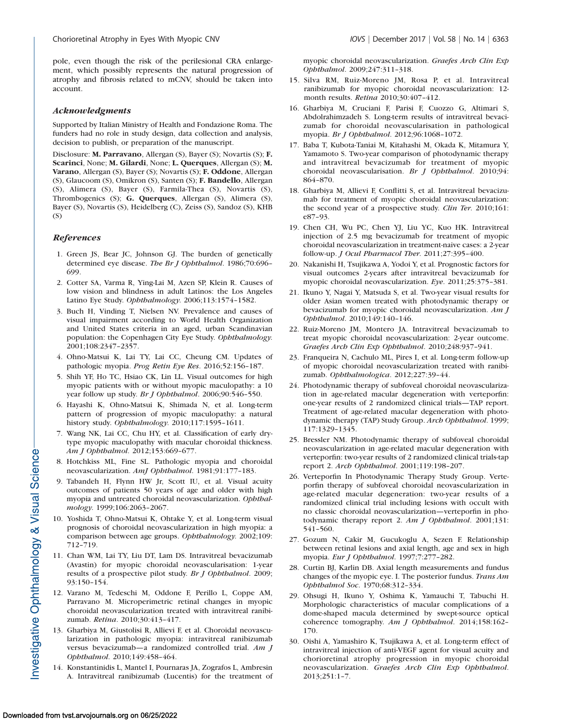pole, even though the risk of the perilesional CRA enlargement, which possibly represents the natural progression of atrophy and fibrosis related to mCNV, should be taken into account.

### *Acknowledgments*

Supported by Italian Ministry of Health and Fondazione Roma. The funders had no role in study design, data collection and analysis, decision to publish, or preparation of the manuscript.

Disclosure: **M. Parravano**, Allergan (S), Bayer (S); Novartis (S); **F. Scarinci**, None; **M. Gilardi**, None; **L. Querques**, Allergan (S); **M. Varano**, Allergan (S), Bayer (S); Novartis (S); **F. Oddone**, Allergan (S), Glaucoom (S), Omikron (S), Santen (S); **F. Bandello**, Allergan (S), Alimera (S), Bayer (S), Farmila-Thea (S), Novartis (S), Thrombogenics (S); **G. Querques**, Allergan (S), Alimera (S), Bayer (S), Novartis (S), Heidelberg (C), Zeiss (S), Sandoz (S), KHB (S)

### *References*

1. Green JS, Bear JC, Johnson GJ. The burden of genetically determined eye disease. *The Br J Ophthalmol*. 1986;70:696–699.
2. Cotter SA, Varma R, Ying-Lai M, Azen SP, Klein R. Causes of low vision and blindness in adult Latinos: the Los Angeles Latino Eye Study. *Ophthalmology.* 2006;113:1574–1582.
3. Buch H, Vinding T, Nielsen NV. Prevalence and causes of visual impairment according to World Health Organization and United States criteria in an aged, urban Scandinavian population: the Copenhagen City Eye Study. *Ophthalmology.* 2001;108:2347–2357.
4. Ohno-Matsui K, Lai TY, Lai CC, Cheung CM. Updates of pathologic myopia. *Prog Retin Eye Res*. 2016;52:156–187.
5. Shih YF, Ho TC, Hsiao CK, Lin LL. Visual outcomes for high myopic patients with or without myopic maculopathy: a 10 year follow up study. *Br J Ophthalmol*. 2006;90:546–550.
6. Hayashi K, Ohno-Matsui K, Shimada N, et al. Long-term pattern of progression of myopic maculopathy: a natural history study. *Ophthalmology.* 2010;117:1595–1611.
7. Wang NK, Lai CC, Chu HY, et al. Classification of early dry-type myopic maculopathy with macular choroidal thickness. *Am J Ophthalmol.* 2012;153:669–677.
8. Hotchkiss ML, Fine SL. Pathologic myopia and choroidal neovascularization. *AmJ Ophthalmol.* 1981;91:177–183.
9. Tabandeh H, Flynn HW Jr, Scott IU, et al. Visual acuity outcomes of patients 50 years of age and older with high myopia and untreated choroidal neovascularization. *Ophthalmology.* 1999;106:2063–2067.
10. Yoshida T, Ohno-Matsui K, Ohtake Y, et al. Long-term visual prognosis of choroidal neovascularization in high myopia: a comparison between age groups. *Ophthalmology.* 2002;109:712–719.
11. Chan WM, Lai TY, Liu DT, Lam DS. Intravitreal bevacizumab (Avastin) for myopic choroidal neovascularisation: 1-year results of a prospective pilot study. *Br J Ophthalmol*. 2009;93:150–154.
12. Varano M, Tedeschi M, Oddone F, Perillo L, Coppe AM, Parravano M. Microperimetric retinal changes in myopic choroidal neovascularization treated with intravitreal ranibizumab. *Retina*. 2010;30:413–417.
13. Gharbiya M, Giustolisi R, Allievi F, et al. Choroidal neovascularization in pathologic myopia: intravitreal ranibizumab versus bevacizumab—a randomized controlled trial. *Am J Ophthalmol*. 2010;149:458–464.
14. Konstantinidis L, Mantel I, Pournaras JA, Zografos L, Ambresin A. Intravitreal ranibizumab (Lucentis) for the treatment of myopic choroidal neovascularization. *Graefes Arch Clin Exp Ophthalmol*. 2009;247:311–318.
15. Silva RM, Ruiz-Moreno JM, Rosa P, et al. Intravitreal ranibizumab for myopic choroidal neovascularization: 12-month results. *Retina* 2010;30:407–412.
16. Gharbiya M, Cruciani F, Parisi F, Cuozzo G, Altimari S, Abdolrahimzadeh S. Long-term results of intravitreal bevacizumab for choroidal neovascularisation in pathological myopia. *Br J Ophthalmol*. 2012;96:1068–1072.
17. Baba T, Kubota-Taniai M, Kitahashi M, Okada K, Mitamura Y, Yamamoto S. Two-year comparison of photodynamic therapy and intravitreal bevacizumab for treatment of myopic choroidal neovascularisation. *Br J Ophthalmol*. 2010;94:864–870.
18. Gharbiya M, Allievi F, Conflitti S, et al. Intravitreal bevacizumab for treatment of myopic choroidal neovascularization: the second year of a prospective study. *Clin Ter.* 2010;161:e87–93.
19. Chen CH, Wu PC, Chen YJ, Liu YC, Kuo HK. Intravitreal injection of 2.5 mg bevacizumab for treatment of myopic choroidal neovascularization in treatment-naive cases: a 2-year follow-up. *J Ocul Pharmacol Ther.* 2011;27:395–400.
20. Nakanishi H, Tsujikawa A, Yodoi Y, et al. Prognostic factors for visual outcomes 2-years after intravitreal bevacizumab for myopic choroidal neovascularization. *Eye*. 2011;25:375–381.
21. Ikuno Y, Nagai Y, Matsuda S, et al. Two-year visual results for older Asian women treated with photodynamic therapy or bevacizumab for myopic choroidal neovascularization. *Am J Ophthalmol*. 2010;149:140–146.
22. Ruiz-Moreno JM, Montero JA. Intravitreal bevacizumab to treat myopic choroidal neovascularization: 2-year outcome. *Graefes Arch Clin Exp Ophthalmol*. 2010;248:937–941.
23. Franqueira N, Cachulo ML, Pires I, et al. Long-term follow-up of myopic choroidal neovascularization treated with ranibizumab. *Ophthalmologica*. 2012;227:39–44.
24. Photodynamic therapy of subfoveal choroidal neovascularization in age-related macular degeneration with verteporfin: one-year results of 2 randomized clinical trials—TAP report. Treatment of age-related macular degeneration with photodynamic therapy (TAP) Study Group. *Arch Ophthalmol*. 1999;117:1329–1345.
25. Bressler NM. Photodynamic therapy of subfoveal choroidal neovascularization in age-related macular degeneration with verteporfin: two-year results of 2 randomized clinical trials-tap report 2. *Arch Ophthalmol*. 2001;119:198–207.
26. Verteporfin In Photodynamic Therapy Study Group. Verteporfin therapy of subfoveal choroidal neovascularization in age-related macular degeneration: two-year results of a randomized clinical trial including lesions with occult with no classic choroidal neovascularization—verteporfin in photodynamic therapy report 2. *Am J Ophthalmol*. 2001;131:541–560.
27. Gozum N, Cakir M, Gucukoglu A, Sezen F. Relationship between retinal lesions and axial length, age and sex in high myopia. *Eur J Ophthalmol*. 1997;7:277–282.
28. Curtin BJ, Karlin DB. Axial length measurements and fundus changes of the myopic eye. I. The posterior fundus. *Trans Am Ophthalmol Soc*. 1970;68:312–334.
29. Ohsugi H, Ikuno Y, Oshima K, Yamauchi T, Tabuchi H. Morphologic characteristics of macular complications of a dome-shaped macula determined by swept-source optical coherence tomography. *Am J Ophthalmol*. 2014;158:162–170.
30. Oishi A, Yamashiro K, Tsujikawa A, et al. Long-term effect of intravitreal injection of anti-VEGF agent for visual acuity and chorioretinal atrophy progression in myopic choroidal neovascularization. *Graefes Arch Clin Exp Ophthalmol*. 2013;251:1–7.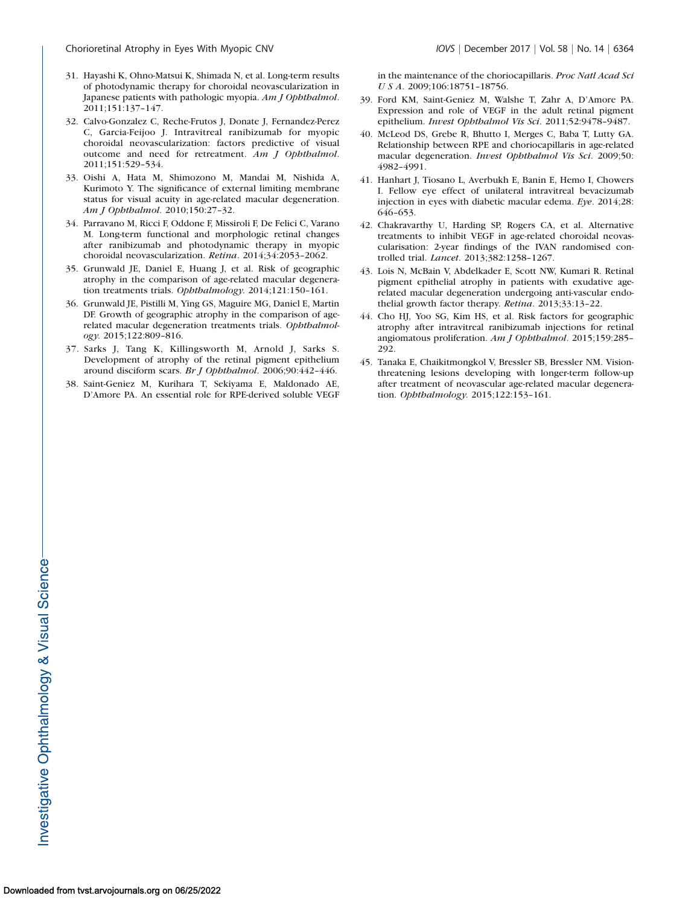31. Hayashi K, Ohno-Matsui K, Shimada N, et al. Long-term results of photodynamic therapy for choroidal neovascularization in Japanese patients with pathologic myopia. *Am J Ophthalmol*. 2011;151:137–147.
32. Calvo-Gonzalez C, Reche-Frutos J, Donate J, Fernandez-Perez C, Garcia-Feijoo J. Intravitreal ranibizumab for myopic choroidal neovascularization: factors predictive of visual outcome and need for retreatment. *Am J Ophthalmol*. 2011;151:529–534.
33. Oishi A, Hata M, Shimozono M, Mandai M, Nishida A, Kurimoto Y. The significance of external limiting membrane status for visual acuity in age-related macular degeneration. *Am J Ophthalmol*. 2010;150:27–32.
34. Parravano M, Ricci F, Oddone F, Missiroli F, De Felici C, Varano M. Long-term functional and morphologic retinal changes after ranibizumab and photodynamic therapy in myopic choroidal neovascularization. *Retina*. 2014;34:2053–2062.
35. Grunwald JE, Daniel E, Huang J, et al. Risk of geographic atrophy in the comparison of age-related macular degeneration treatments trials. *Ophthalmology*. 2014;121:150–161.
36. Grunwald JE, Pistilli M, Ying GS, Maguire MG, Daniel E, Martin DF. Growth of geographic atrophy in the comparison of age-related macular degeneration treatments trials. *Ophthalmology*. 2015;122:809–816.
37. Sarks J, Tang K, Killingsworth M, Arnold J, Sarks S. Development of atrophy of the retinal pigment epithelium around disciform scars. *Br J Ophthalmol*. 2006;90:442–446.
38. Saint-Geniez M, Kurihara T, Sekiyama E, Maldonado AE, D'Amore PA. An essential role for RPE-derived soluble VEGF in the maintenance of the choriocapillaris. *Proc Natl Acad Sci U S A*. 2009;106:18751–18756.
39. Ford KM, Saint-Geniez M, Walshe T, Zahr A, D'Amore PA. Expression and role of VEGF in the adult retinal pigment epithelium. *Invest Ophthalmol Vis Sci*. 2011;52:9478–9487.
40. McLeod DS, Grebe R, Bhutto I, Merges C, Baba T, Lutty GA. Relationship between RPE and choriocapillaris in age-related macular degeneration. *Invest Ophthalmol Vis Sci*. 2009;50:4982–4991.
41. Hanhart J, Tiosano L, Averbukh E, Banin E, Hemo I, Chowers I. Fellow eye effect of unilateral intravitreal bevacizumab injection in eyes with diabetic macular edema. *Eye*. 2014;28:646–653.
42. Chakravarthy U, Harding SP, Rogers CA, et al. Alternative treatments to inhibit VEGF in age-related choroidal neovascularisation: 2-year findings of the IVAN randomised controlled trial. *Lancet*. 2013;382:1258–1267.
43. Lois N, McBain V, Abdelkader E, Scott NW, Kumari R. Retinal pigment epithelial atrophy in patients with exudative age-related macular degeneration undergoing anti-vascular endothelial growth factor therapy. *Retina*. 2013;33:13–22.
44. Cho HJ, Yoo SG, Kim HS, et al. Risk factors for geographic atrophy after intravitreal ranibizumab injections for retinal angiomatous proliferation. *Am J Ophthalmol*. 2015;159:285–292.
45. Tanaka E, Chaikitmongkol V, Bressler SB, Bressler NM. Vision-threatening lesions developing with longer-term follow-up after treatment of neovascular age-related macular degeneration. *Ophthalmology*. 2015;122:153–161.